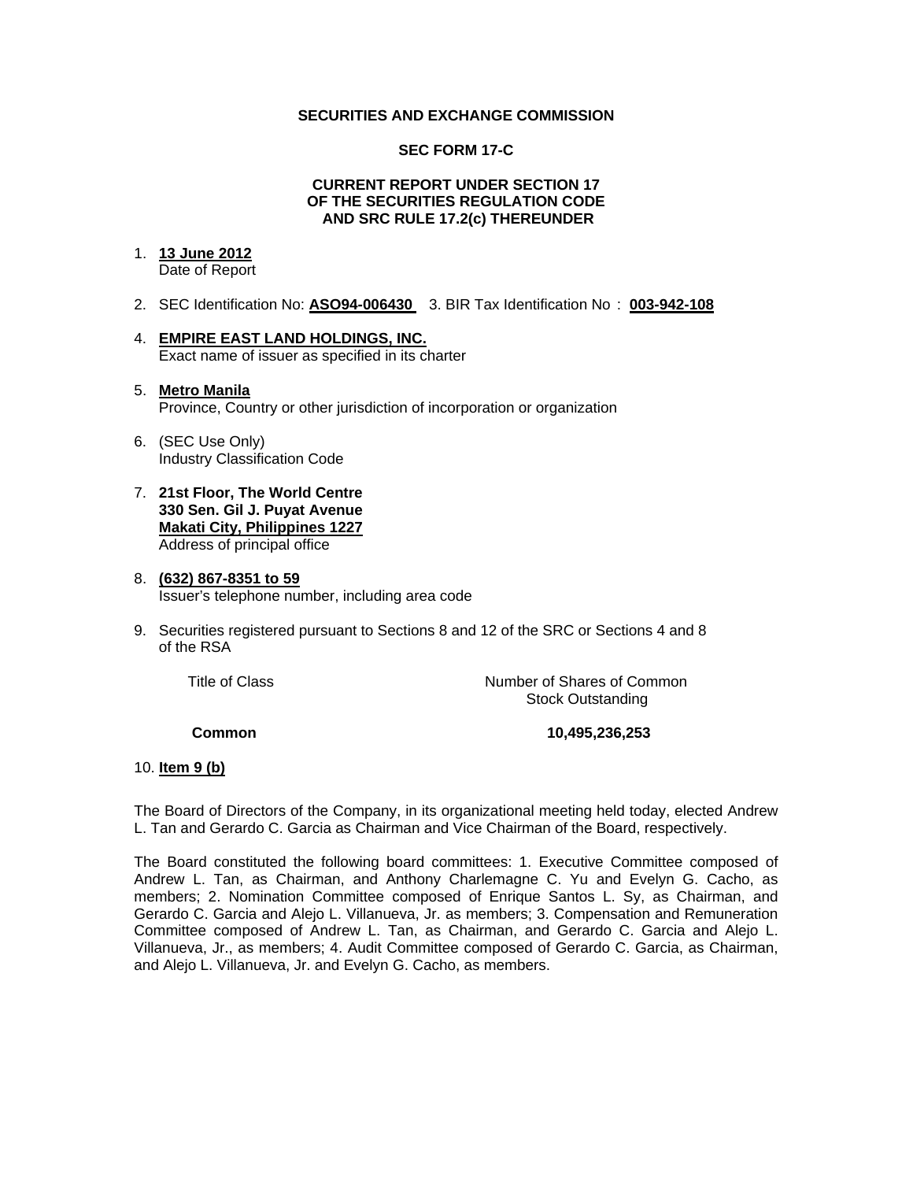**SECURITIES AND EXCHANGE COMMISSION**

**SEC FORM 17-C**

**CURRENT REPORT UNDER SECTION 17**
**OF THE SECURITIES REGULATION CODE**
**AND SRC RULE 17.2(c) THEREUNDER**

1. **13 June 2012**
   Date of Report

2. SEC Identification No: **ASO94-006430**   3. BIR Tax Identification No : **003-942-108**

4. **EMPIRE EAST LAND HOLDINGS, INC.**
   Exact name of issuer as specified in its charter

5. **Metro Manila**
   Province, Country or other jurisdiction of incorporation or organization

6. (SEC Use Only)
   Industry Classification Code

7. **21st Floor, The World Centre**
   **330 Sen. Gil J. Puyat Avenue**
   **Makati City, Philippines 1227**
   Address of principal office

8. **(632) 867-8351 to 59**
   Issuer's telephone number, including area code

9. Securities registered pursuant to Sections 8 and 12 of the SRC or Sections 4 and 8 of the RSA

| Title of Class | Number of Shares of Common Stock Outstanding |
|---|---|
| **Common** | **10,495,236,253** |

10. **Item 9 (b)**

The Board of Directors of the Company, in its organizational meeting held today, elected Andrew L. Tan and Gerardo C. Garcia as Chairman and Vice Chairman of the Board, respectively.

The Board constituted the following board committees: 1. Executive Committee composed of Andrew L. Tan, as Chairman, and Anthony Charlemagne C. Yu and Evelyn G. Cacho, as members; 2. Nomination Committee composed of Enrique Santos L. Sy, as Chairman, and Gerardo C. Garcia and Alejo L. Villanueva, Jr. as members; 3. Compensation and Remuneration Committee composed of Andrew L. Tan, as Chairman, and Gerardo C. Garcia and Alejo L. Villanueva, Jr., as members; 4. Audit Committee composed of Gerardo C. Garcia, as Chairman, and Alejo L. Villanueva, Jr. and Evelyn G. Cacho, as members.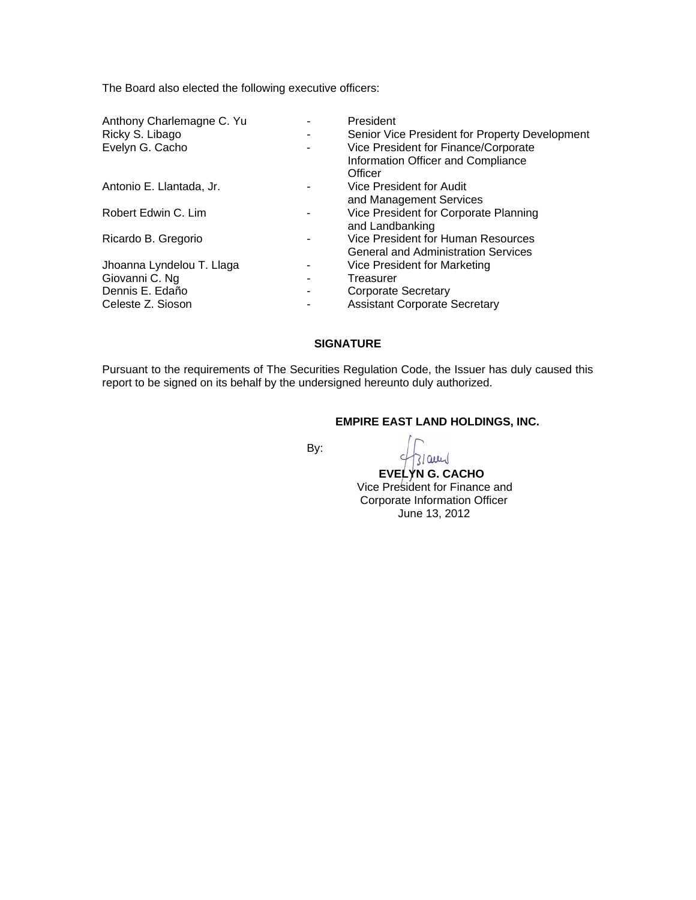The Board also elected the following executive officers:

| | | |
|---|---|---|
| Anthony Charlemagne C. Yu | - | President |
| Ricky S. Libago | - | Senior Vice President for Property Development |
| Evelyn G. Cacho | - | Vice President for Finance/Corporate Information Officer and Compliance Officer |
| Antonio E. Llantada, Jr. | - | Vice President for Audit and Management Services |
| Robert Edwin C. Lim | - | Vice President for Corporate Planning and Landbanking |
| Ricardo B. Gregorio | - | Vice President for Human Resources General and Administration Services |
| Jhoanna Lyndelou T. Llaga | - | Vice President for Marketing |
| Giovanni C. Ng | - | Treasurer |
| Dennis E. Edaño | - | Corporate Secretary |
| Celeste Z. Sioson | - | Assistant Corporate Secretary |

**SIGNATURE**

Pursuant to the requirements of The Securities Regulation Code, the Issuer has duly caused this report to be signed on its behalf by the undersigned hereunto duly authorized.

**EMPIRE EAST LAND HOLDINGS, INC.**

By:

**EVELYN G. CACHO**
Vice President for Finance and
Corporate Information Officer
June 13, 2012